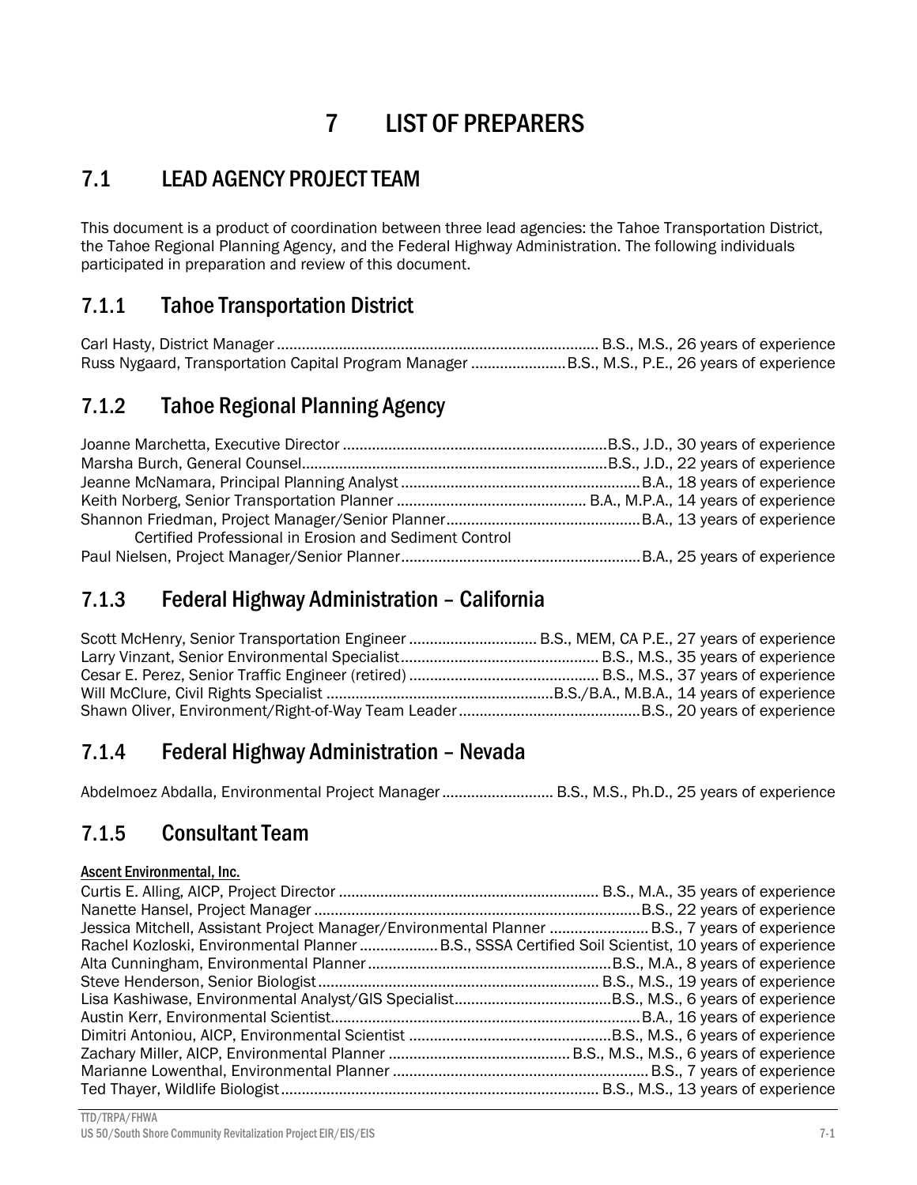# 7 LIST OF PREPARERS

## 7.1 LEAD AGENCY PROJECT TEAM

This document is a product of coordination between three lead agencies: the Tahoe Transportation District, the Tahoe Regional Planning Agency, and the Federal Highway Administration. The following individuals participated in preparation and review of this document.

### 7.1.1 Tahoe Transportation District

Carl Hasty, District Manager ............................................................................ B.S., M.S., 26 years of experience
Russ Nygaard, Transportation Capital Program Manager ......................B.S., M.S., P.E., 26 years of experience

### 7.1.2 Tahoe Regional Planning Agency

Joanne Marchetta, Executive Director ...............................................................B.S., J.D., 30 years of experience
Marsha Burch, General Counsel.........................................................................B.S., J.D., 22 years of experience
Jeanne McNamara, Principal Planning Analyst ..........................................................B.A., 18 years of experience
Keith Norberg, Senior Transportation Planner ............................................. B.A., M.P.A., 14 years of experience
Shannon Friedman, Project Manager/Senior Planner..............................................B.A., 13 years of experience
Certified Professional in Erosion and Sediment Control
Paul Nielsen, Project Manager/Senior Planner.........................................................B.A., 25 years of experience

### 7.1.3 Federal Highway Administration – California

Scott McHenry, Senior Transportation Engineer .............................. B.S., MEM, CA P.E., 27 years of experience
Larry Vinzant, Senior Environmental Specialist............................................... B.S., M.S., 35 years of experience
Cesar E. Perez, Senior Traffic Engineer (retired) ............................................. B.S., M.S., 37 years of experience
Will McClure, Civil Rights Specialist ......................................................B.S./B.A., M.B.A., 14 years of experience
Shawn Oliver, Environment/Right-of-Way Team Leader...........................................B.S., 20 years of experience

### 7.1.4 Federal Highway Administration – Nevada

Abdelmoez Abdalla, Environmental Project Manager.......................... B.S., M.S., Ph.D., 25 years of experience

### 7.1.5 Consultant Team

Ascent Environmental, Inc.

Curtis E. Alling, AICP, Project Director .............................................................. B.S., M.A., 35 years of experience
Nanette Hansel, Project Manager .............................................................................B.S., 22 years of experience
Jessica Mitchell, Assistant Project Manager/Environmental Planner ....................... B.S., 7 years of experience
Rachel Kozloski, Environmental Planner .................. B.S., SSSA Certified Soil Scientist, 10 years of experience
Alta Cunningham, Environmental Planner..........................................................B.S., M.A., 8 years of experience
Steve Henderson, Senior Biologist................................................................... B.S., M.S., 19 years of experience
Lisa Kashiwase, Environmental Analyst/GIS Specialist.....................................B.S., M.S., 6 years of experience
Austin Kerr, Environmental Scientist.........................................................................B.A., 16 years of experience
Dimitri Antoniou, AICP, Environmental Scientist ................................................B.S., M.S., 6 years of experience
Zachary Miller, AICP, Environmental Planner ........................................... B.S., M.S., M.S., 6 years of experience
Marianne Lowenthal, Environmental Planner ............................................................ B.S., 7 years of experience
Ted Thayer, Wildlife Biologist........................................................................... B.S., M.S., 13 years of experience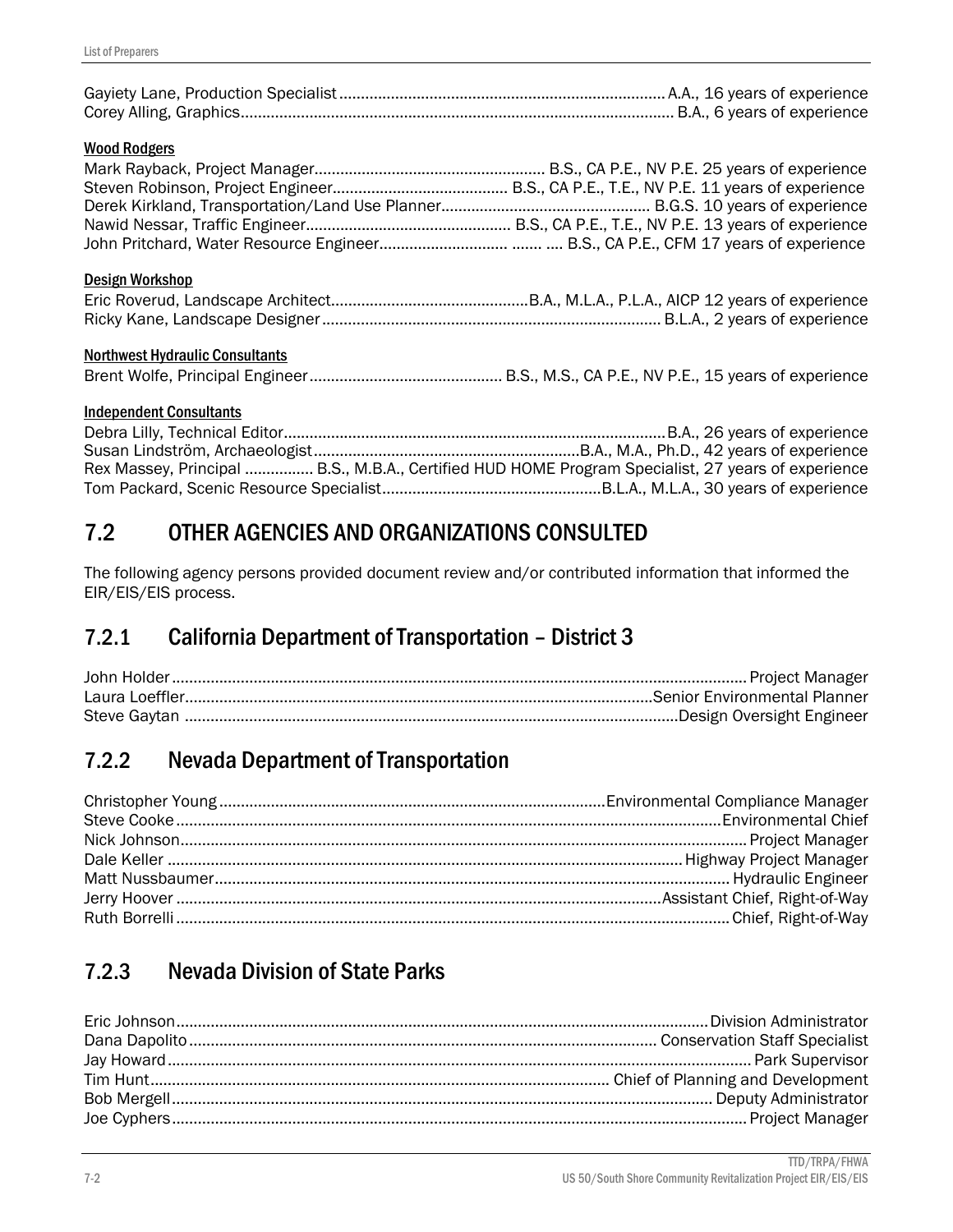Gayiety Lane, Production Specialist ........................................................................... A.A., 16 years of experience
Corey Alling, Graphics ................................................................................................... B.A., 6 years of experience

**Wood Rodgers**

Mark Rayback, Project Manager ..................................................... B.S., CA P.E., NV P.E. 25 years of experience
Steven Robinson, Project Engineer ........................................ B.S., CA P.E., T.E., NV P.E. 11 years of experience
Derek Kirkland, Transportation/Land Use Planner ................................................ B.G.S. 10 years of experience
Nawid Nessar, Traffic Engineer ............................................... B.S., CA P.E., T.E., NV P.E. 13 years of experience
John Pritchard, Water Resource Engineer ............................. ....... .... B.S., CA P.E., CFM 17 years of experience

**Design Workshop**

Eric Roverud, Landscape Architect ............................................. B.A., M.L.A., P.L.A., AICP 12 years of experience
Ricky Kane, Landscape Designer .............................................................................. B.L.A., 2 years of experience

**Northwest Hydraulic Consultants**

Brent Wolfe, Principal Engineer ............................................ B.S., M.S., CA P.E., NV P.E., 15 years of experience

**Independent Consultants**

Debra Lilly, Technical Editor ........................................................................................ B.A., 26 years of experience
Susan Lindström, Archaeologist ............................................................. B.A., M.A., Ph.D., 42 years of experience
Rex Massey, Principal ................ B.S., M.B.A., Certified HUD HOME Program Specialist, 27 years of experience
Tom Packard, Scenic Resource Specialist .................................................. B.L.A., M.L.A., 30 years of experience

## 7.2 OTHER AGENCIES AND ORGANIZATIONS CONSULTED

The following agency persons provided document review and/or contributed information that informed the EIR/EIS/EIS process.

### 7.2.1 California Department of Transportation – District 3

John Holder .................................................................................................................. Project Manager
Laura Loeffler ............................................................................................ Senior Environmental Planner
Steve Gaytan ................................................................................................ Design Oversight Engineer

### 7.2.2 Nevada Department of Transportation

Christopher Young ......................................................................................... Environmental Compliance Manager
Steve Cooke ............................................................................................................... Environmental Chief
Nick Johnson ................................................................................................................. Project Manager
Dale Keller ......................................................................................................... Highway Project Manager
Matt Nussbaumer ............................................................................................................ Hydraulic Engineer
Jerry Hoover ............................................................................................... Assistant Chief, Right-of-Way
Ruth Borrelli ............................................................................................................... Chief, Right-of-Way

### 7.2.3 Nevada Division of State Parks

Eric Johnson .......................................................................................................... Division Administrator
Dana Dapolito ........................................................................................... Conservation Staff Specialist
Jay Howard .................................................................................................................... Park Supervisor
Tim Hunt ......................................................................................... Chief of Planning and Development
Bob Mergell ......................................................................................................... Deputy Administrator
Joe Cyphers ................................................................................................................... Project Manager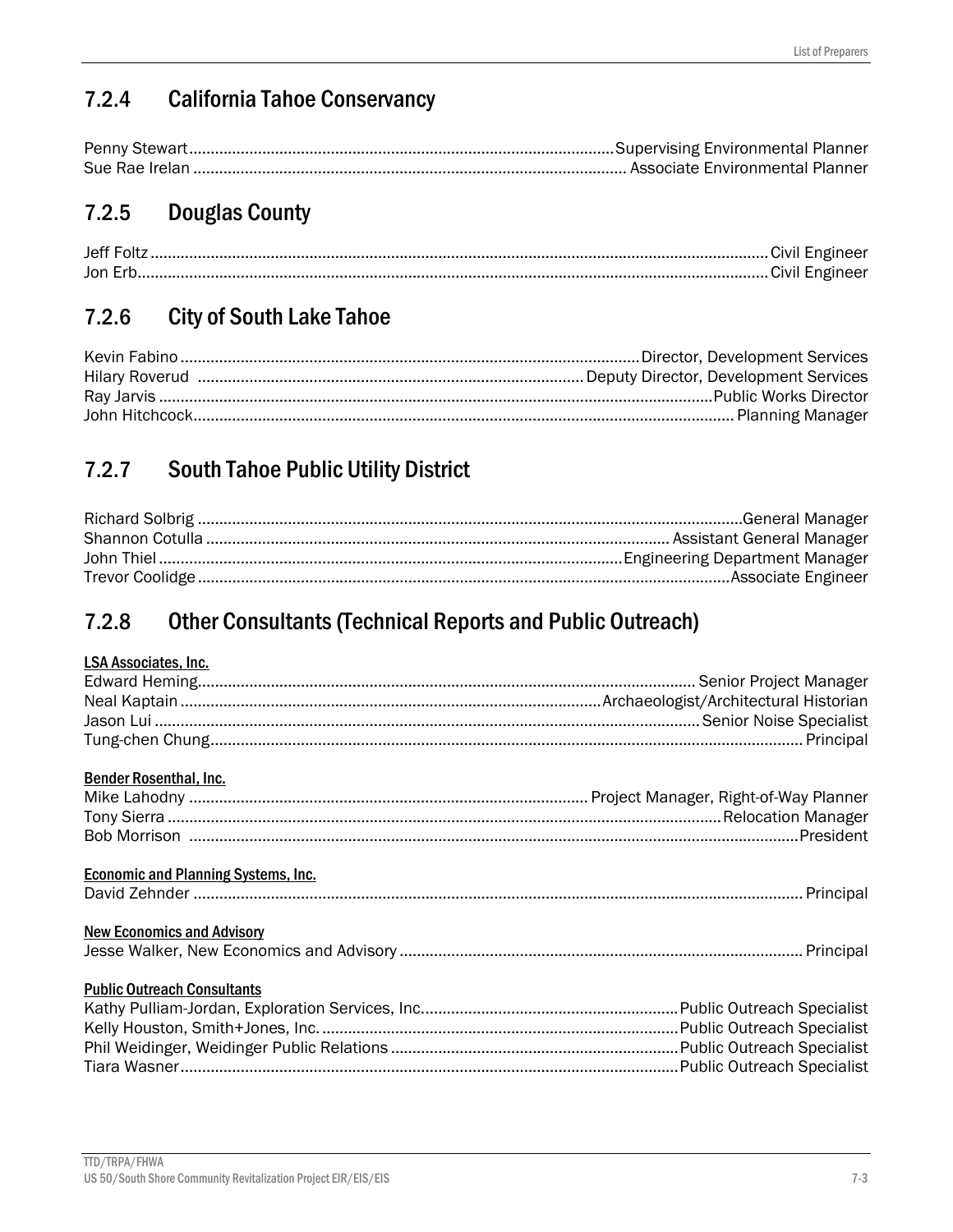## 7.2.4 California Tahoe Conservancy

Penny Stewart ........................................................................................ Supervising Environmental Planner
Sue Rae Irelan ........................................................................................ Associate Environmental Planner

## 7.2.5 Douglas County

Jeff Foltz ........................................................................................ Civil Engineer
Jon Erb ........................................................................................ Civil Engineer

## 7.2.6 City of South Lake Tahoe

Kevin Fabino ........................................................................................ Director, Development Services
Hilary Roverud ........................................................................................ Deputy Director, Development Services
Ray Jarvis ........................................................................................ Public Works Director
John Hitchcock ........................................................................................ Planning Manager

## 7.2.7 South Tahoe Public Utility District

Richard Solbrig ........................................................................................ General Manager
Shannon Cotulla ........................................................................................ Assistant General Manager
John Thiel ........................................................................................ Engineering Department Manager
Trevor Coolidge ........................................................................................ Associate Engineer

## 7.2.8 Other Consultants (Technical Reports and Public Outreach)

<u>LSA Associates, Inc.</u>

Edward Heming ........................................................................................ Senior Project Manager
Neal Kaptain ........................................................................................ Archaeologist/Architectural Historian
Jason Lui ........................................................................................ Senior Noise Specialist
Tung-chen Chung ........................................................................................ Principal

<u>Bender Rosenthal, Inc.</u>

Mike Lahodny ........................................................................................ Project Manager, Right-of-Way Planner
Tony Sierra ........................................................................................ Relocation Manager
Bob Morrison ........................................................................................ President

<u>Economic and Planning Systems, Inc.</u>

David Zehnder ........................................................................................ Principal

<u>New Economics and Advisory</u>

Jesse Walker, New Economics and Advisory ........................................................................................ Principal

<u>Public Outreach Consultants</u>

Kathy Pulliam-Jordan, Exploration Services, Inc. ........................................................................................ Public Outreach Specialist
Kelly Houston, Smith+Jones, Inc. ........................................................................................ Public Outreach Specialist
Phil Weidinger, Weidinger Public Relations ........................................................................................ Public Outreach Specialist
Tiara Wasner ........................................................................................ Public Outreach Specialist